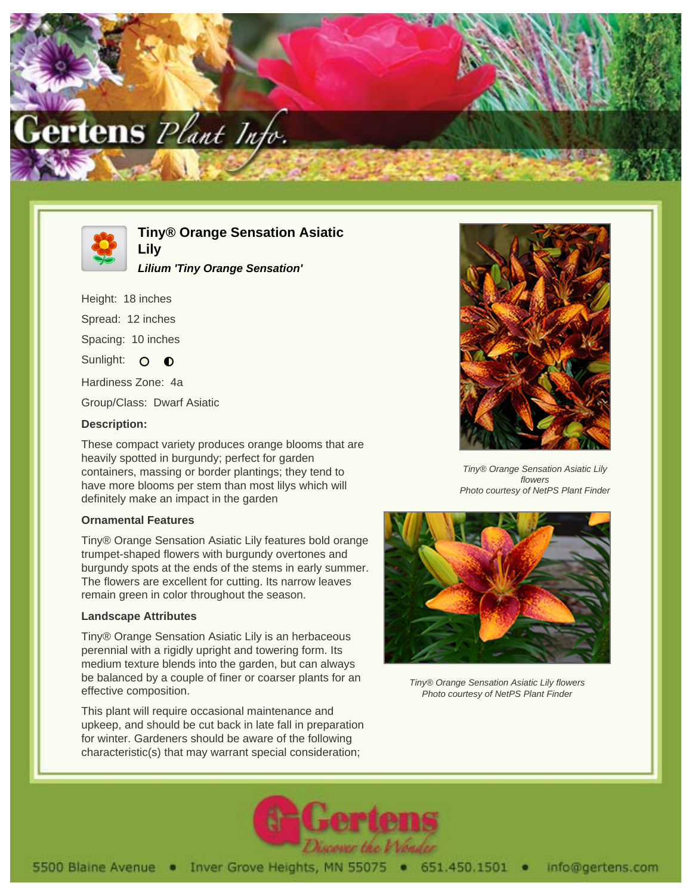# Tiny® Orange Sensation Asiatic Lily

***Lilium 'Tiny Orange Sensation'***

Height: 18 inches

Spread: 12 inches

Spacing: 10 inches

Sunlight: ○ ◐

Hardiness Zone: 4a

Group/Class: Dwarf Asiatic

**Description:**

These compact variety produces orange blooms that are heavily spotted in burgundy; perfect for garden containers, massing or border plantings; they tend to have more blooms per stem than most lilys which will definitely make an impact in the garden

**Ornamental Features**

Tiny® Orange Sensation Asiatic Lily features bold orange trumpet-shaped flowers with burgundy overtones and burgundy spots at the ends of the stems in early summer. The flowers are excellent for cutting. Its narrow leaves remain green in color throughout the season.

**Landscape Attributes**

Tiny® Orange Sensation Asiatic Lily is an herbaceous perennial with a rigidly upright and towering form. Its medium texture blends into the garden, but can always be balanced by a couple of finer or coarser plants for an effective composition.

This plant will require occasional maintenance and upkeep, and should be cut back in late fall in preparation for winter. Gardeners should be aware of the following characteristic(s) that may warrant special consideration;

*Tiny® Orange Sensation Asiatic Lily flowers*
*Photo courtesy of NetPS Plant Finder*

*Tiny® Orange Sensation Asiatic Lily flowers*
*Photo courtesy of NetPS Plant Finder*

5500 Blaine Avenue • Inver Grove Heights, MN 55075 • 651.450.1501 • info@gertens.com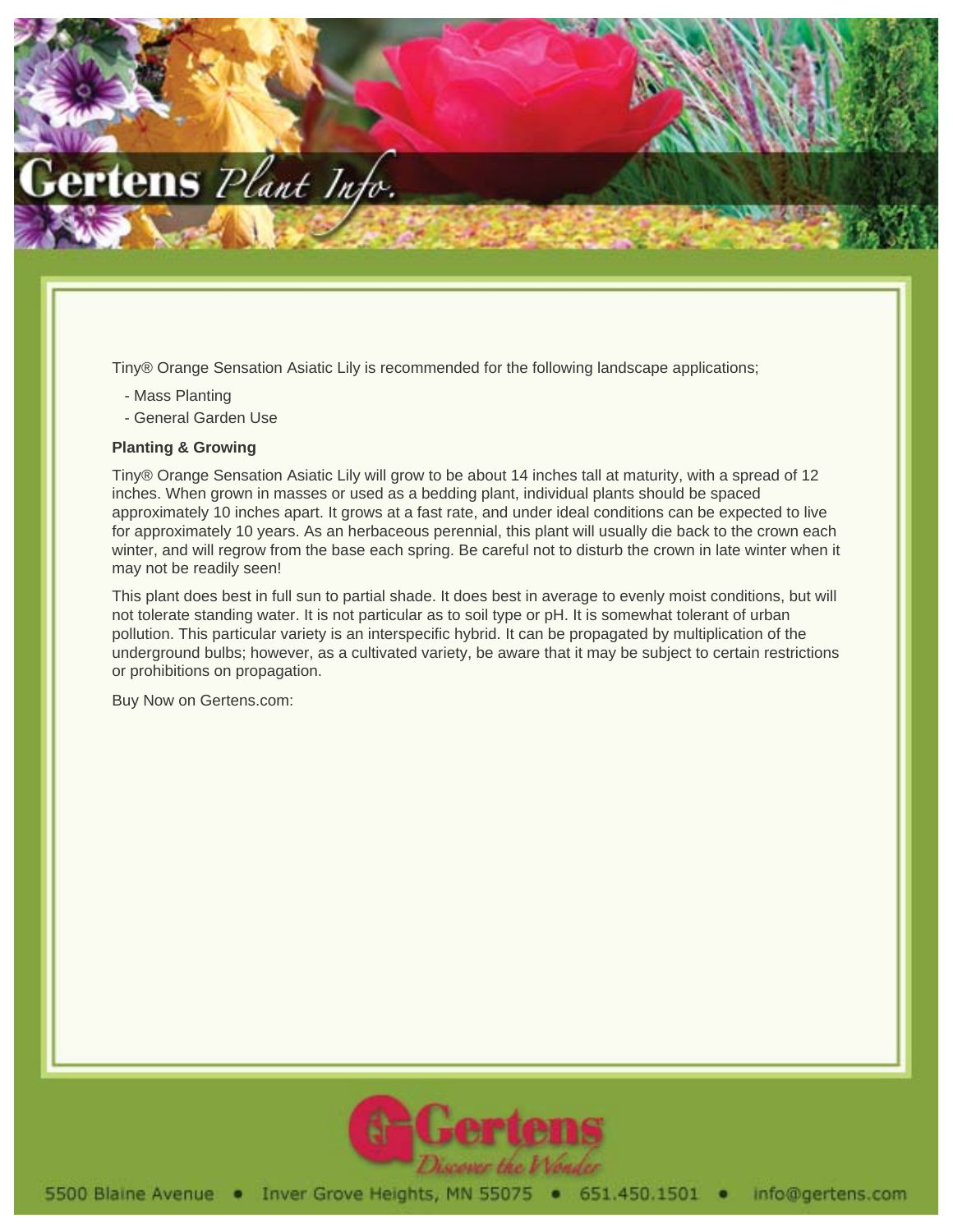Tiny® Orange Sensation Asiatic Lily is recommended for the following landscape applications;

- Mass Planting
- General Garden Use

**Planting & Growing**

Tiny® Orange Sensation Asiatic Lily will grow to be about 14 inches tall at maturity, with a spread of 12 inches. When grown in masses or used as a bedding plant, individual plants should be spaced approximately 10 inches apart. It grows at a fast rate, and under ideal conditions can be expected to live for approximately 10 years. As an herbaceous perennial, this plant will usually die back to the crown each winter, and will regrow from the base each spring. Be careful not to disturb the crown in late winter when it may not be readily seen!

This plant does best in full sun to partial shade. It does best in average to evenly moist conditions, but will not tolerate standing water. It is not particular as to soil type or pH. It is somewhat tolerant of urban pollution. This particular variety is an interspecific hybrid. It can be propagated by multiplication of the underground bulbs; however, as a cultivated variety, be aware that it may be subject to certain restrictions or prohibitions on propagation.

Buy Now on Gertens.com: